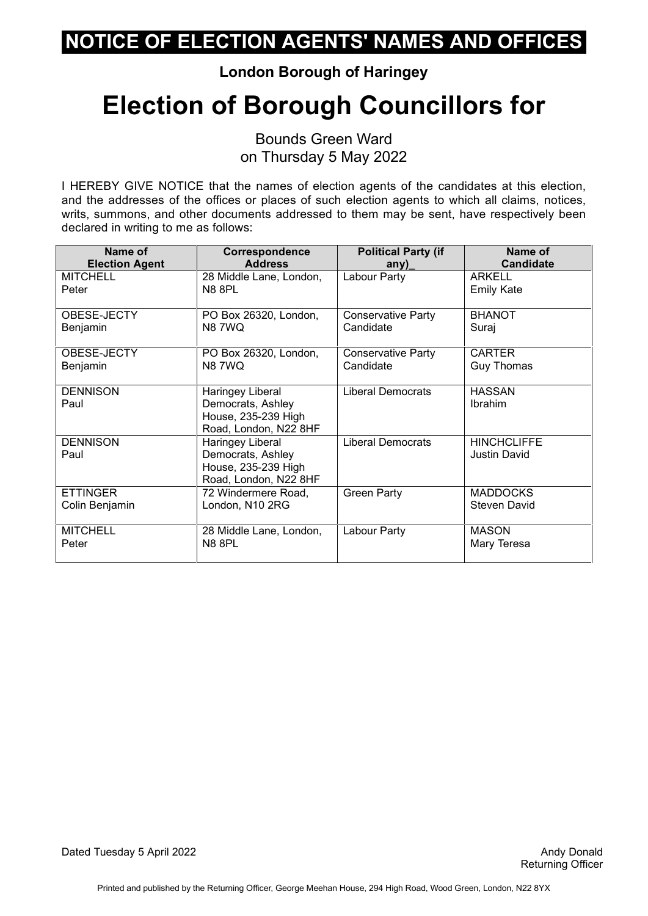# NOTICE OF ELECTION AGENTS' NAMES AND OFFICES

**London Borough of Haringey**

# Election of Borough Councillors for

Bounds Green Ward
on Thursday 5 May 2022

I HEREBY GIVE NOTICE that the names of election agents of the candidates at this election, and the addresses of the offices or places of such election agents to which all claims, notices, writs, summons, and other documents addressed to them may be sent, have respectively been declared in writing to me as follows:

| Name of Election Agent | Correspondence Address | Political Party (if any)_ | Name of Candidate |
|---|---|---|---|
| MITCHELL Peter | 28 Middle Lane, London, N8 8PL | Labour Party | ARKELL Emily Kate |
| OBESE-JECTY Benjamin | PO Box 26320, London, N8 7WQ | Conservative Party Candidate | BHANOT Suraj |
| OBESE-JECTY Benjamin | PO Box 26320, London, N8 7WQ | Conservative Party Candidate | CARTER Guy Thomas |
| DENNISON Paul | Haringey Liberal Democrats, Ashley House, 235-239 High Road, London, N22 8HF | Liberal Democrats | HASSAN Ibrahim |
| DENNISON Paul | Haringey Liberal Democrats, Ashley House, 235-239 High Road, London, N22 8HF | Liberal Democrats | HINCHCLIFFE Justin David |
| ETTINGER Colin Benjamin | 72 Windermere Road, London, N10 2RG | Green Party | MADDOCKS Steven David |
| MITCHELL Peter | 28 Middle Lane, London, N8 8PL | Labour Party | MASON Mary Teresa |

Dated Tuesday 5 April 2022

Andy Donald
Returning Officer

Printed and published by the Returning Officer, George Meehan House, 294 High Road, Wood Green, London, N22 8YX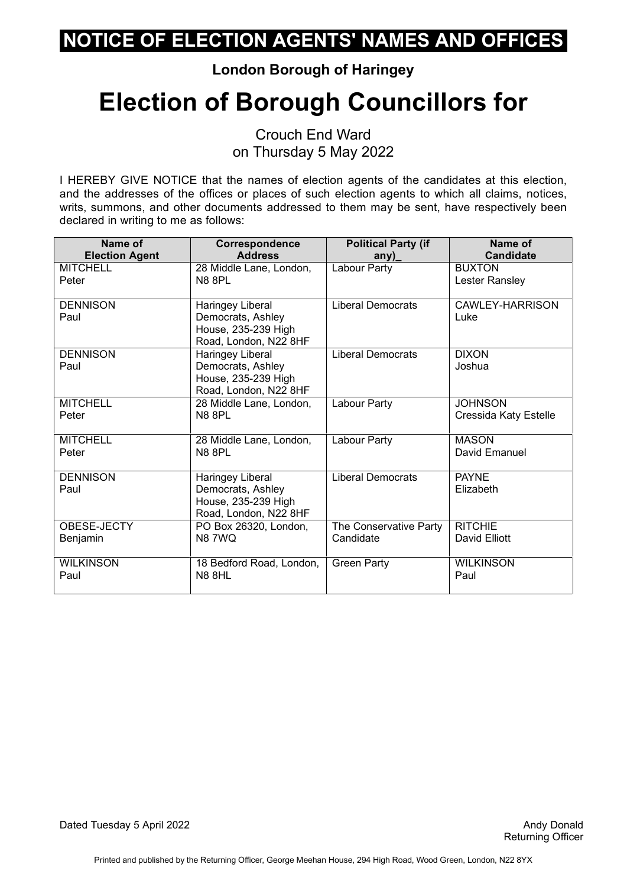# NOTICE OF ELECTION AGENTS' NAMES AND OFFICES

**London Borough of Haringey**

# Election of Borough Councillors for

Crouch End Ward
on Thursday 5 May 2022

I HEREBY GIVE NOTICE that the names of election agents of the candidates at this election, and the addresses of the offices or places of such election agents to which all claims, notices, writs, summons, and other documents addressed to them may be sent, have respectively been declared in writing to me as follows:

| Name of Election Agent | Correspondence Address | Political Party (if any)_ | Name of Candidate |
|---|---|---|---|
| MITCHELL Peter | 28 Middle Lane, London, N8 8PL | Labour Party | BUXTON Lester Ransley |
| DENNISON Paul | Haringey Liberal Democrats, Ashley House, 235-239 High Road, London, N22 8HF | Liberal Democrats | CAWLEY-HARRISON Luke |
| DENNISON Paul | Haringey Liberal Democrats, Ashley House, 235-239 High Road, London, N22 8HF | Liberal Democrats | DIXON Joshua |
| MITCHELL Peter | 28 Middle Lane, London, N8 8PL | Labour Party | JOHNSON Cressida Katy Estelle |
| MITCHELL Peter | 28 Middle Lane, London, N8 8PL | Labour Party | MASON David Emanuel |
| DENNISON Paul | Haringey Liberal Democrats, Ashley House, 235-239 High Road, London, N22 8HF | Liberal Democrats | PAYNE Elizabeth |
| OBESE-JECTY Benjamin | PO Box 26320, London, N8 7WQ | The Conservative Party Candidate | RITCHIE David Elliott |
| WILKINSON Paul | 18 Bedford Road, London, N8 8HL | Green Party | WILKINSON Paul |

Dated Tuesday 5 April 2022

Andy Donald
Returning Officer

Printed and published by the Returning Officer, George Meehan House, 294 High Road, Wood Green, London, N22 8YX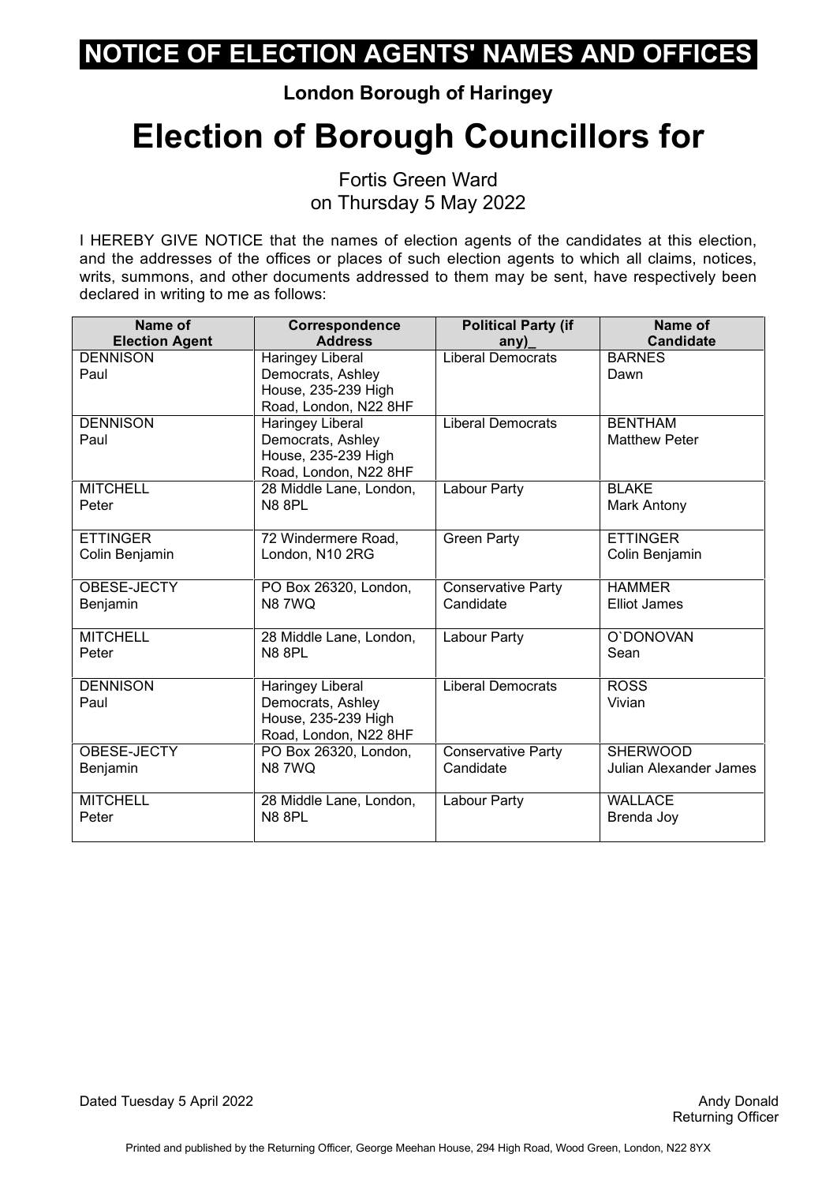# NOTICE OF ELECTION AGENTS' NAMES AND OFFICES

**London Borough of Haringey**

# Election of Borough Councillors for

Fortis Green Ward
on Thursday 5 May 2022

I HEREBY GIVE NOTICE that the names of election agents of the candidates at this election, and the addresses of the offices or places of such election agents to which all claims, notices, writs, summons, and other documents addressed to them may be sent, have respectively been declared in writing to me as follows:

| Name of Election Agent | Correspondence Address | Political Party (if any)_ | Name of Candidate |
|---|---|---|---|
| DENNISON Paul | Haringey Liberal Democrats, Ashley House, 235-239 High Road, London, N22 8HF | Liberal Democrats | BARNES Dawn |
| DENNISON Paul | Haringey Liberal Democrats, Ashley House, 235-239 High Road, London, N22 8HF | Liberal Democrats | BENTHAM Matthew Peter |
| MITCHELL Peter | 28 Middle Lane, London, N8 8PL | Labour Party | BLAKE Mark Antony |
| ETTINGER Colin Benjamin | 72 Windermere Road, London, N10 2RG | Green Party | ETTINGER Colin Benjamin |
| OBESE-JECTY Benjamin | PO Box 26320, London, N8 7WQ | Conservative Party Candidate | HAMMER Elliot James |
| MITCHELL Peter | 28 Middle Lane, London, N8 8PL | Labour Party | O`DONOVAN Sean |
| DENNISON Paul | Haringey Liberal Democrats, Ashley House, 235-239 High Road, London, N22 8HF | Liberal Democrats | ROSS Vivian |
| OBESE-JECTY Benjamin | PO Box 26320, London, N8 7WQ | Conservative Party Candidate | SHERWOOD Julian Alexander James |
| MITCHELL Peter | 28 Middle Lane, London, N8 8PL | Labour Party | WALLACE Brenda Joy |

Dated Tuesday 5 April 2022

Andy Donald
Returning Officer

Printed and published by the Returning Officer, George Meehan House, 294 High Road, Wood Green, London, N22 8YX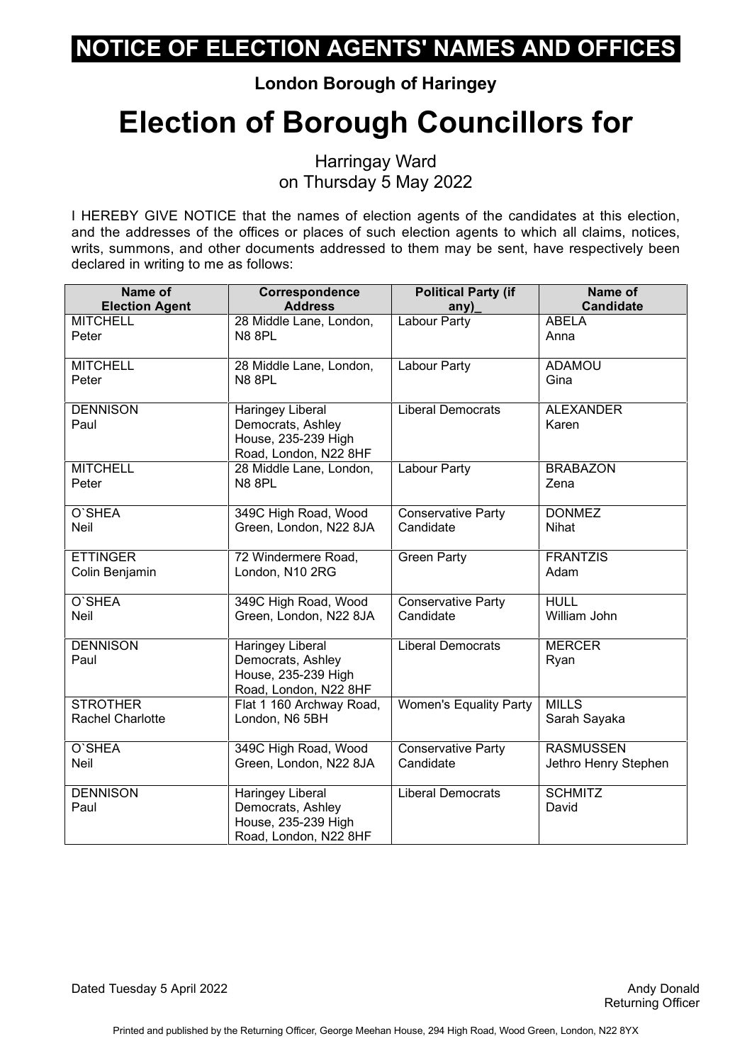# NOTICE OF ELECTION AGENTS' NAMES AND OFFICES

**London Borough of Haringey**

# Election of Borough Councillors for

Harringay Ward
on Thursday 5 May 2022

I HEREBY GIVE NOTICE that the names of election agents of the candidates at this election, and the addresses of the offices or places of such election agents to which all claims, notices, writs, summons, and other documents addressed to them may be sent, have respectively been declared in writing to me as follows:

| Name of Election Agent | Correspondence Address | Political Party (if any)_ | Name of Candidate |
|---|---|---|---|
| MITCHELL Peter | 28 Middle Lane, London, N8 8PL | Labour Party | ABELA Anna |
| MITCHELL Peter | 28 Middle Lane, London, N8 8PL | Labour Party | ADAMOU Gina |
| DENNISON Paul | Haringey Liberal Democrats, Ashley House, 235-239 High Road, London, N22 8HF | Liberal Democrats | ALEXANDER Karen |
| MITCHELL Peter | 28 Middle Lane, London, N8 8PL | Labour Party | BRABAZON Zena |
| O`SHEA Neil | 349C High Road, Wood Green, London, N22 8JA | Conservative Party Candidate | DONMEZ Nihat |
| ETTINGER Colin Benjamin | 72 Windermere Road, London, N10 2RG | Green Party | FRANTZIS Adam |
| O`SHEA Neil | 349C High Road, Wood Green, London, N22 8JA | Conservative Party Candidate | HULL William John |
| DENNISON Paul | Haringey Liberal Democrats, Ashley House, 235-239 High Road, London, N22 8HF | Liberal Democrats | MERCER Ryan |
| STROTHER Rachel Charlotte | Flat 1 160 Archway Road, London, N6 5BH | Women's Equality Party | MILLS Sarah Sayaka |
| O`SHEA Neil | 349C High Road, Wood Green, London, N22 8JA | Conservative Party Candidate | RASMUSSEN Jethro Henry Stephen |
| DENNISON Paul | Haringey Liberal Democrats, Ashley House, 235-239 High Road, London, N22 8HF | Liberal Democrats | SCHMITZ David |

Dated Tuesday 5 April 2022

Andy Donald
Returning Officer

Printed and published by the Returning Officer, George Meehan House, 294 High Road, Wood Green, London, N22 8YX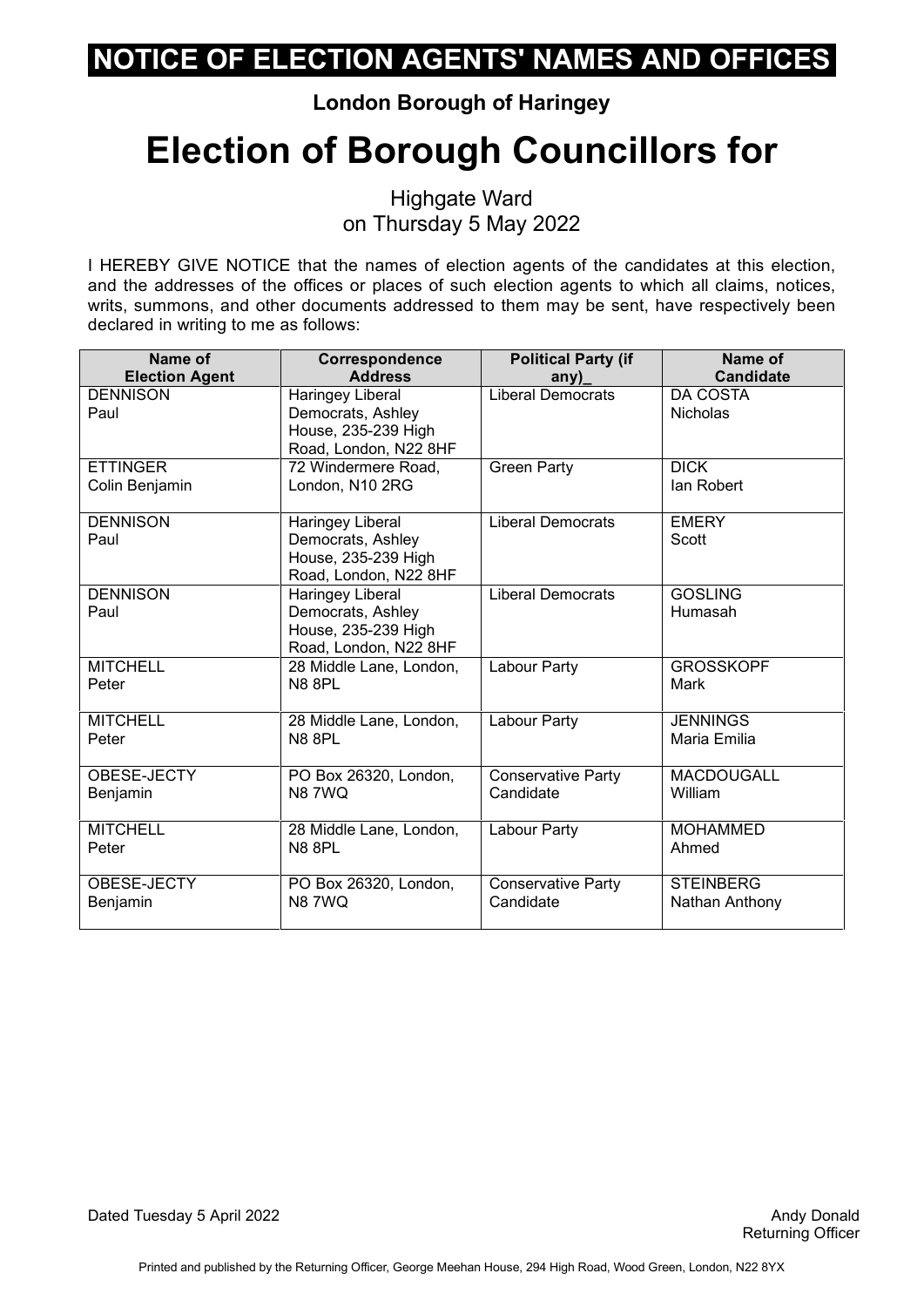# NOTICE OF ELECTION AGENTS' NAMES AND OFFICES

**London Borough of Haringey**

# Election of Borough Councillors for

Highgate Ward
on Thursday 5 May 2022

I HEREBY GIVE NOTICE that the names of election agents of the candidates at this election, and the addresses of the offices or places of such election agents to which all claims, notices, writs, summons, and other documents addressed to them may be sent, have respectively been declared in writing to me as follows:

| Name of Election Agent | Correspondence Address | Political Party (if any)_ | Name of Candidate |
|---|---|---|---|
| DENNISON Paul | Haringey Liberal Democrats, Ashley House, 235-239 High Road, London, N22 8HF | Liberal Democrats | DA COSTA Nicholas |
| ETTINGER Colin Benjamin | 72 Windermere Road, London, N10 2RG | Green Party | DICK Ian Robert |
| DENNISON Paul | Haringey Liberal Democrats, Ashley House, 235-239 High Road, London, N22 8HF | Liberal Democrats | EMERY Scott |
| DENNISON Paul | Haringey Liberal Democrats, Ashley House, 235-239 High Road, London, N22 8HF | Liberal Democrats | GOSLING Humasah |
| MITCHELL Peter | 28 Middle Lane, London, N8 8PL | Labour Party | GROSSKOPF Mark |
| MITCHELL Peter | 28 Middle Lane, London, N8 8PL | Labour Party | JENNINGS Maria Emilia |
| OBESE-JECTY Benjamin | PO Box 26320, London, N8 7WQ | Conservative Party Candidate | MACDOUGALL William |
| MITCHELL Peter | 28 Middle Lane, London, N8 8PL | Labour Party | MOHAMMED Ahmed |
| OBESE-JECTY Benjamin | PO Box 26320, London, N8 7WQ | Conservative Party Candidate | STEINBERG Nathan Anthony |

Dated Tuesday 5 April 2022

Andy Donald
Returning Officer

Printed and published by the Returning Officer, George Meehan House, 294 High Road, Wood Green, London, N22 8YX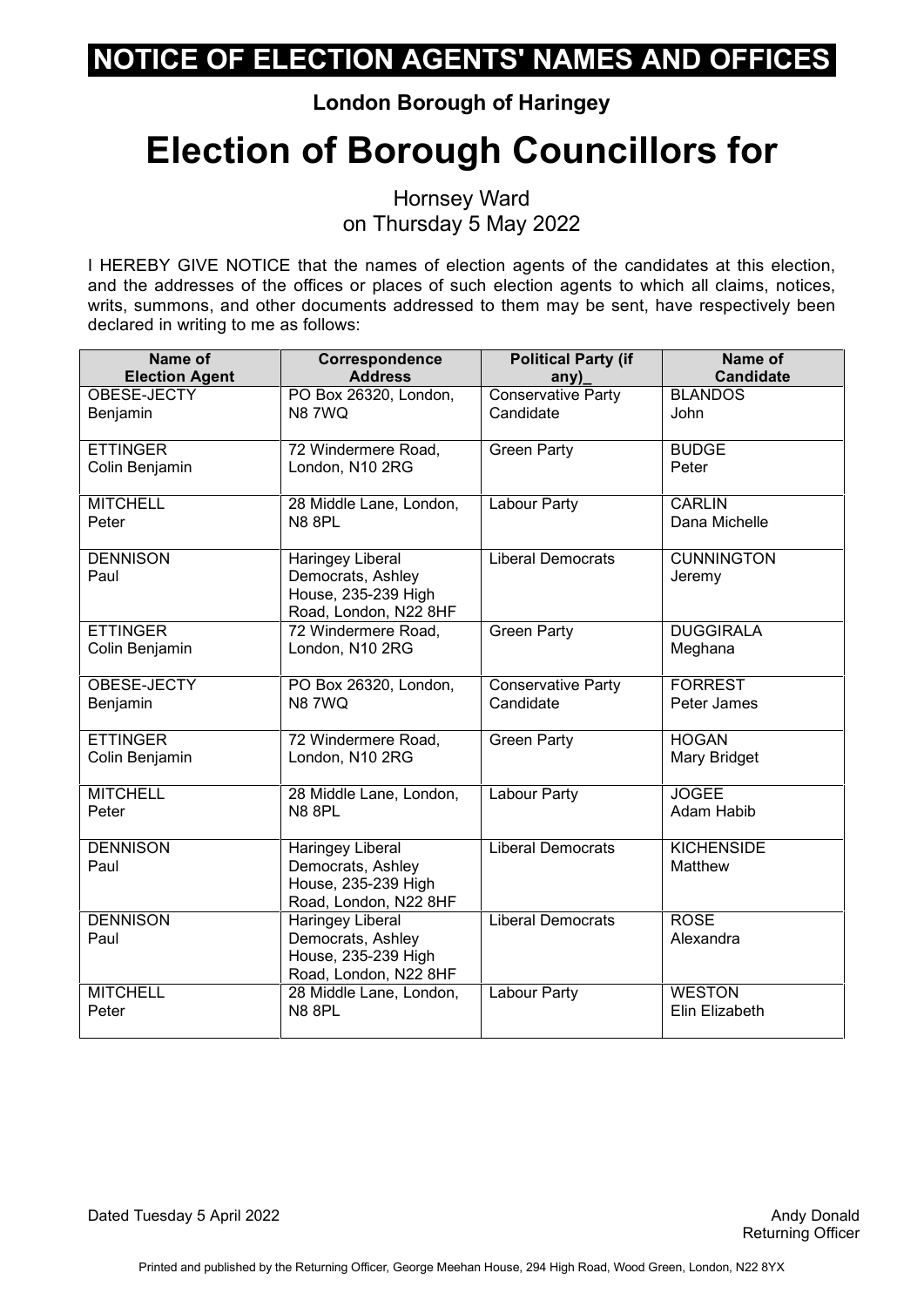# NOTICE OF ELECTION AGENTS' NAMES AND OFFICES

**London Borough of Haringey**

# Election of Borough Councillors for

Hornsey Ward
on Thursday 5 May 2022

I HEREBY GIVE NOTICE that the names of election agents of the candidates at this election, and the addresses of the offices or places of such election agents to which all claims, notices, writs, summons, and other documents addressed to them may be sent, have respectively been declared in writing to me as follows:

| Name of Election Agent | Correspondence Address | Political Party (if any)_ | Name of Candidate |
|---|---|---|---|
| OBESE-JECTY Benjamin | PO Box 26320, London, N8 7WQ | Conservative Party Candidate | BLANDOS John |
| ETTINGER Colin Benjamin | 72 Windermere Road, London, N10 2RG | Green Party | BUDGE Peter |
| MITCHELL Peter | 28 Middle Lane, London, N8 8PL | Labour Party | CARLIN Dana Michelle |
| DENNISON Paul | Haringey Liberal Democrats, Ashley House, 235-239 High Road, London, N22 8HF | Liberal Democrats | CUNNINGTON Jeremy |
| ETTINGER Colin Benjamin | 72 Windermere Road, London, N10 2RG | Green Party | DUGGIRALA Meghana |
| OBESE-JECTY Benjamin | PO Box 26320, London, N8 7WQ | Conservative Party Candidate | FORREST Peter James |
| ETTINGER Colin Benjamin | 72 Windermere Road, London, N10 2RG | Green Party | HOGAN Mary Bridget |
| MITCHELL Peter | 28 Middle Lane, London, N8 8PL | Labour Party | JOGEE Adam Habib |
| DENNISON Paul | Haringey Liberal Democrats, Ashley House, 235-239 High Road, London, N22 8HF | Liberal Democrats | KICHENSIDE Matthew |
| DENNISON Paul | Haringey Liberal Democrats, Ashley House, 235-239 High Road, London, N22 8HF | Liberal Democrats | ROSE Alexandra |
| MITCHELL Peter | 28 Middle Lane, London, N8 8PL | Labour Party | WESTON Elin Elizabeth |

Dated Tuesday 5 April 2022

Andy Donald
Returning Officer

Printed and published by the Returning Officer, George Meehan House, 294 High Road, Wood Green, London, N22 8YX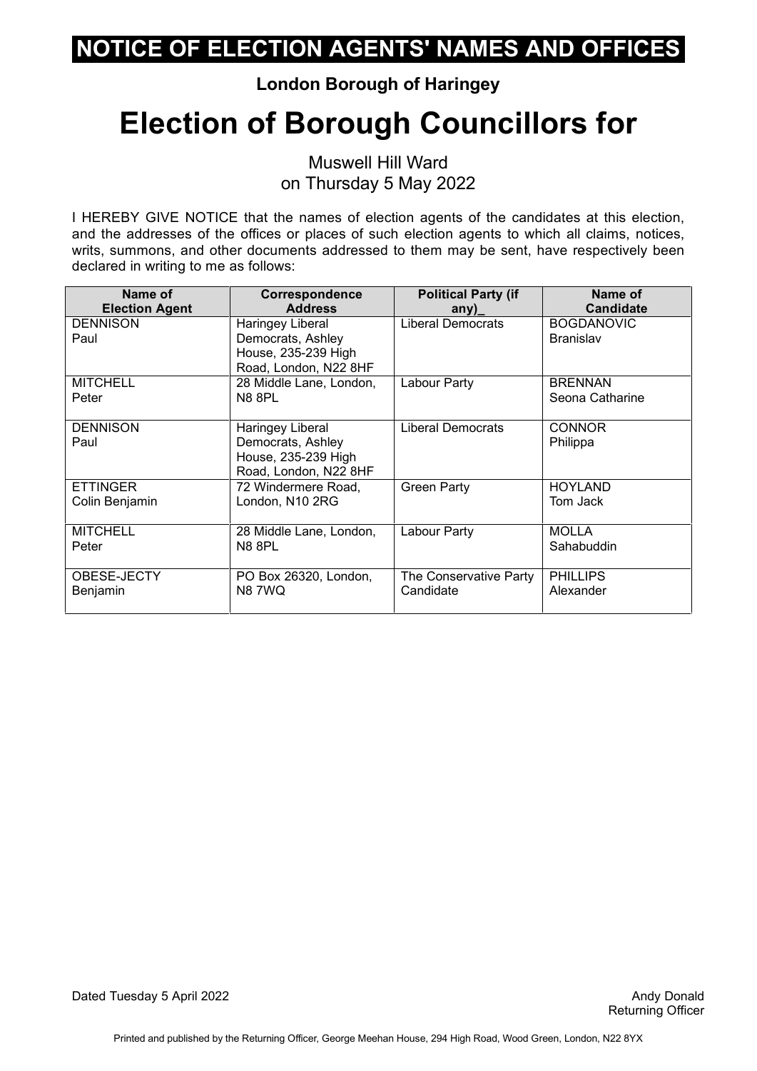# NOTICE OF ELECTION AGENTS' NAMES AND OFFICES

**London Borough of Haringey**

# Election of Borough Councillors for

Muswell Hill Ward
on Thursday 5 May 2022

I HEREBY GIVE NOTICE that the names of election agents of the candidates at this election, and the addresses of the offices or places of such election agents to which all claims, notices, writs, summons, and other documents addressed to them may be sent, have respectively been declared in writing to me as follows:

| Name of Election Agent | Correspondence Address | Political Party (if any)_ | Name of Candidate |
|---|---|---|---|
| DENNISON Paul | Haringey Liberal Democrats, Ashley House, 235-239 High Road, London, N22 8HF | Liberal Democrats | BOGDANOVIC Branislav |
| MITCHELL Peter | 28 Middle Lane, London, N8 8PL | Labour Party | BRENNAN Seona Catharine |
| DENNISON Paul | Haringey Liberal Democrats, Ashley House, 235-239 High Road, London, N22 8HF | Liberal Democrats | CONNOR Philippa |
| ETTINGER Colin Benjamin | 72 Windermere Road, London, N10 2RG | Green Party | HOYLAND Tom Jack |
| MITCHELL Peter | 28 Middle Lane, London, N8 8PL | Labour Party | MOLLA Sahabuddin |
| OBESE-JECTY Benjamin | PO Box 26320, London, N8 7WQ | The Conservative Party Candidate | PHILLIPS Alexander |

Dated Tuesday 5 April 2022

Andy Donald
Returning Officer

Printed and published by the Returning Officer, George Meehan House, 294 High Road, Wood Green, London, N22 8YX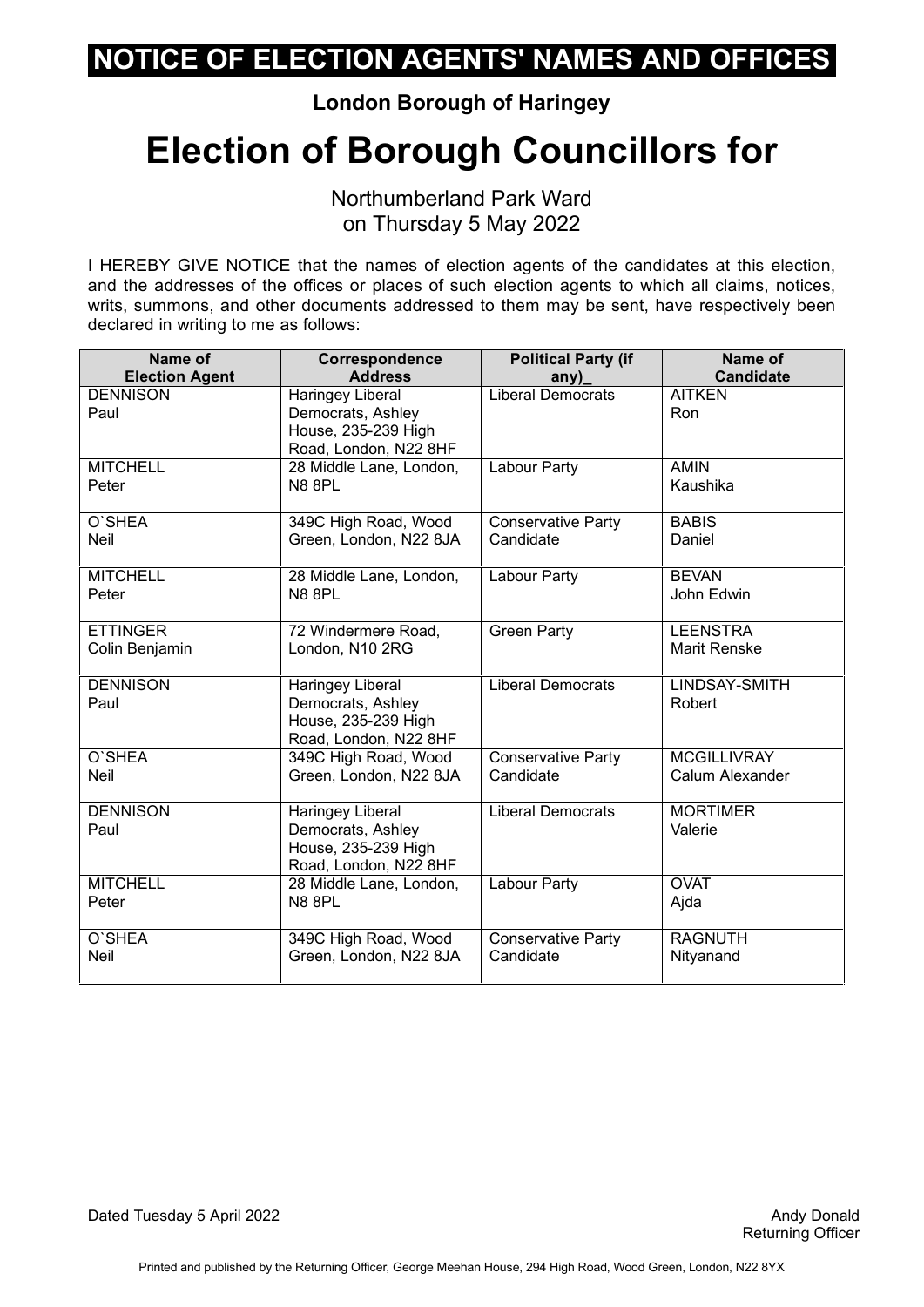# NOTICE OF ELECTION AGENTS' NAMES AND OFFICES

**London Borough of Haringey**

# Election of Borough Councillors for

Northumberland Park Ward
on Thursday 5 May 2022

I HEREBY GIVE NOTICE that the names of election agents of the candidates at this election, and the addresses of the offices or places of such election agents to which all claims, notices, writs, summons, and other documents addressed to them may be sent, have respectively been declared in writing to me as follows:

| Name of Election Agent | Correspondence Address | Political Party (if any)_ | Name of Candidate |
|---|---|---|---|
| DENNISON Paul | Haringey Liberal Democrats, Ashley House, 235-239 High Road, London, N22 8HF | Liberal Democrats | AITKEN Ron |
| MITCHELL Peter | 28 Middle Lane, London, N8 8PL | Labour Party | AMIN Kaushika |
| O`SHEA Neil | 349C High Road, Wood Green, London, N22 8JA | Conservative Party Candidate | BABIS Daniel |
| MITCHELL Peter | 28 Middle Lane, London, N8 8PL | Labour Party | BEVAN John Edwin |
| ETTINGER Colin Benjamin | 72 Windermere Road, London, N10 2RG | Green Party | LEENSTRA Marit Renske |
| DENNISON Paul | Haringey Liberal Democrats, Ashley House, 235-239 High Road, London, N22 8HF | Liberal Democrats | LINDSAY-SMITH Robert |
| O`SHEA Neil | 349C High Road, Wood Green, London, N22 8JA | Conservative Party Candidate | MCGILLIVRAY Calum Alexander |
| DENNISON Paul | Haringey Liberal Democrats, Ashley House, 235-239 High Road, London, N22 8HF | Liberal Democrats | MORTIMER Valerie |
| MITCHELL Peter | 28 Middle Lane, London, N8 8PL | Labour Party | OVAT Ajda |
| O`SHEA Neil | 349C High Road, Wood Green, London, N22 8JA | Conservative Party Candidate | RAGNUTH Nityanand |

Dated Tuesday 5 April 2022

Andy Donald
Returning Officer

Printed and published by the Returning Officer, George Meehan House, 294 High Road, Wood Green, London, N22 8YX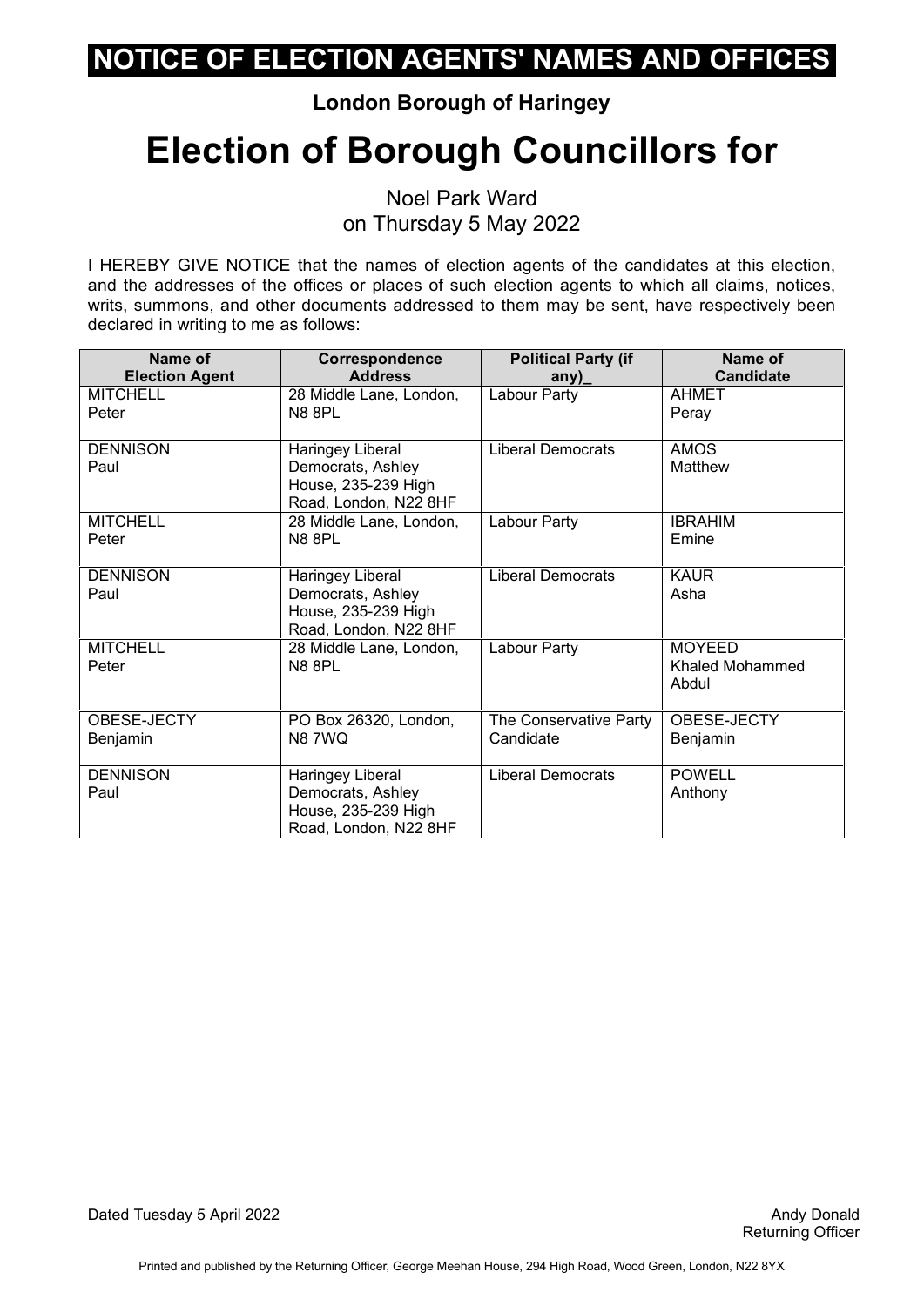# NOTICE OF ELECTION AGENTS' NAMES AND OFFICES

**London Borough of Haringey**

# Election of Borough Councillors for

Noel Park Ward
on Thursday 5 May 2022

I HEREBY GIVE NOTICE that the names of election agents of the candidates at this election, and the addresses of the offices or places of such election agents to which all claims, notices, writs, summons, and other documents addressed to them may be sent, have respectively been declared in writing to me as follows:

| Name of Election Agent | Correspondence Address | Political Party (if any)_ | Name of Candidate |
|---|---|---|---|
| MITCHELL Peter | 28 Middle Lane, London, N8 8PL | Labour Party | AHMET Peray |
| DENNISON Paul | Haringey Liberal Democrats, Ashley House, 235-239 High Road, London, N22 8HF | Liberal Democrats | AMOS Matthew |
| MITCHELL Peter | 28 Middle Lane, London, N8 8PL | Labour Party | IBRAHIM Emine |
| DENNISON Paul | Haringey Liberal Democrats, Ashley House, 235-239 High Road, London, N22 8HF | Liberal Democrats | KAUR Asha |
| MITCHELL Peter | 28 Middle Lane, London, N8 8PL | Labour Party | MOYEED Khaled Mohammed Abdul |
| OBESE-JECTY Benjamin | PO Box 26320, London, N8 7WQ | The Conservative Party Candidate | OBESE-JECTY Benjamin |
| DENNISON Paul | Haringey Liberal Democrats, Ashley House, 235-239 High Road, London, N22 8HF | Liberal Democrats | POWELL Anthony |

Dated Tuesday 5 April 2022

Andy Donald
Returning Officer

Printed and published by the Returning Officer, George Meehan House, 294 High Road, Wood Green, London, N22 8YX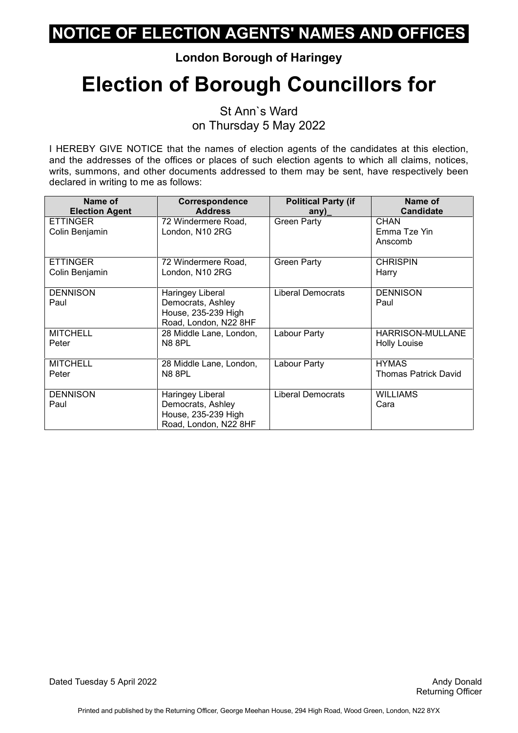# NOTICE OF ELECTION AGENTS' NAMES AND OFFICES

**London Borough of Haringey**

# Election of Borough Councillors for

St Ann`s Ward
on Thursday 5 May 2022

I HEREBY GIVE NOTICE that the names of election agents of the candidates at this election, and the addresses of the offices or places of such election agents to which all claims, notices, writs, summons, and other documents addressed to them may be sent, have respectively been declared in writing to me as follows:

| Name of Election Agent | Correspondence Address | Political Party (if any)_ | Name of Candidate |
|---|---|---|---|
| ETTINGER Colin Benjamin | 72 Windermere Road, London, N10 2RG | Green Party | CHAN Emma Tze Yin Anscomb |
| ETTINGER Colin Benjamin | 72 Windermere Road, London, N10 2RG | Green Party | CHRISPIN Harry |
| DENNISON Paul | Haringey Liberal Democrats, Ashley House, 235-239 High Road, London, N22 8HF | Liberal Democrats | DENNISON Paul |
| MITCHELL Peter | 28 Middle Lane, London, N8 8PL | Labour Party | HARRISON-MULLANE Holly Louise |
| MITCHELL Peter | 28 Middle Lane, London, N8 8PL | Labour Party | HYMAS Thomas Patrick David |
| DENNISON Paul | Haringey Liberal Democrats, Ashley House, 235-239 High Road, London, N22 8HF | Liberal Democrats | WILLIAMS Cara |

Dated Tuesday 5 April 2022

Andy Donald
Returning Officer

Printed and published by the Returning Officer, George Meehan House, 294 High Road, Wood Green, London, N22 8YX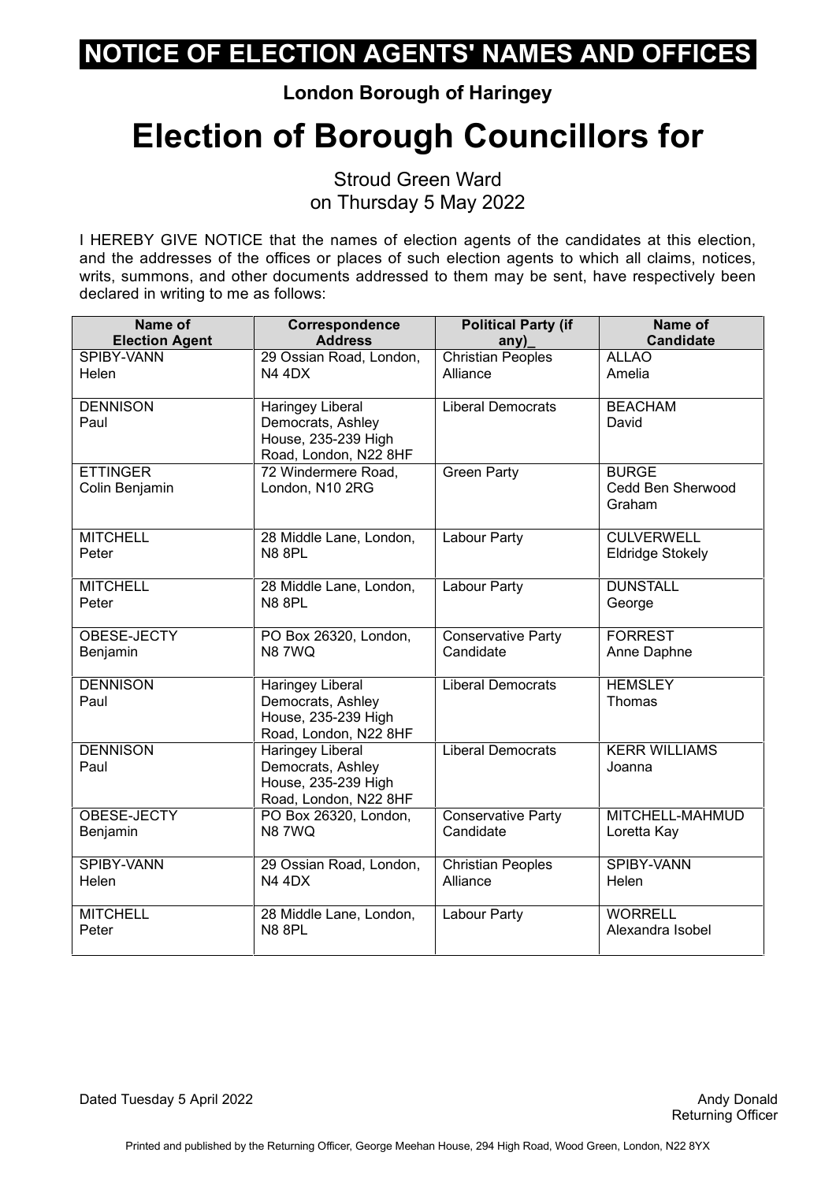# NOTICE OF ELECTION AGENTS' NAMES AND OFFICES

**London Borough of Haringey**

# Election of Borough Councillors for

Stroud Green Ward
on Thursday 5 May 2022

I HEREBY GIVE NOTICE that the names of election agents of the candidates at this election, and the addresses of the offices or places of such election agents to which all claims, notices, writs, summons, and other documents addressed to them may be sent, have respectively been declared in writing to me as follows:

| Name of Election Agent | Correspondence Address | Political Party (if any)_ | Name of Candidate |
|---|---|---|---|
| SPIBY-VANN Helen | 29 Ossian Road, London, N4 4DX | Christian Peoples Alliance | ALLAO Amelia |
| DENNISON Paul | Haringey Liberal Democrats, Ashley House, 235-239 High Road, London, N22 8HF | Liberal Democrats | BEACHAM David |
| ETTINGER Colin Benjamin | 72 Windermere Road, London, N10 2RG | Green Party | BURGE Cedd Ben Sherwood Graham |
| MITCHELL Peter | 28 Middle Lane, London, N8 8PL | Labour Party | CULVERWELL Eldridge Stokely |
| MITCHELL Peter | 28 Middle Lane, London, N8 8PL | Labour Party | DUNSTALL George |
| OBESE-JECTY Benjamin | PO Box 26320, London, N8 7WQ | Conservative Party Candidate | FORREST Anne Daphne |
| DENNISON Paul | Haringey Liberal Democrats, Ashley House, 235-239 High Road, London, N22 8HF | Liberal Democrats | HEMSLEY Thomas |
| DENNISON Paul | Haringey Liberal Democrats, Ashley House, 235-239 High Road, London, N22 8HF | Liberal Democrats | KERR WILLIAMS Joanna |
| OBESE-JECTY Benjamin | PO Box 26320, London, N8 7WQ | Conservative Party Candidate | MITCHELL-MAHMUD Loretta Kay |
| SPIBY-VANN Helen | 29 Ossian Road, London, N4 4DX | Christian Peoples Alliance | SPIBY-VANN Helen |
| MITCHELL Peter | 28 Middle Lane, London, N8 8PL | Labour Party | WORRELL Alexandra Isobel |

Dated Tuesday 5 April 2022

Andy Donald
Returning Officer

Printed and published by the Returning Officer, George Meehan House, 294 High Road, Wood Green, London, N22 8YX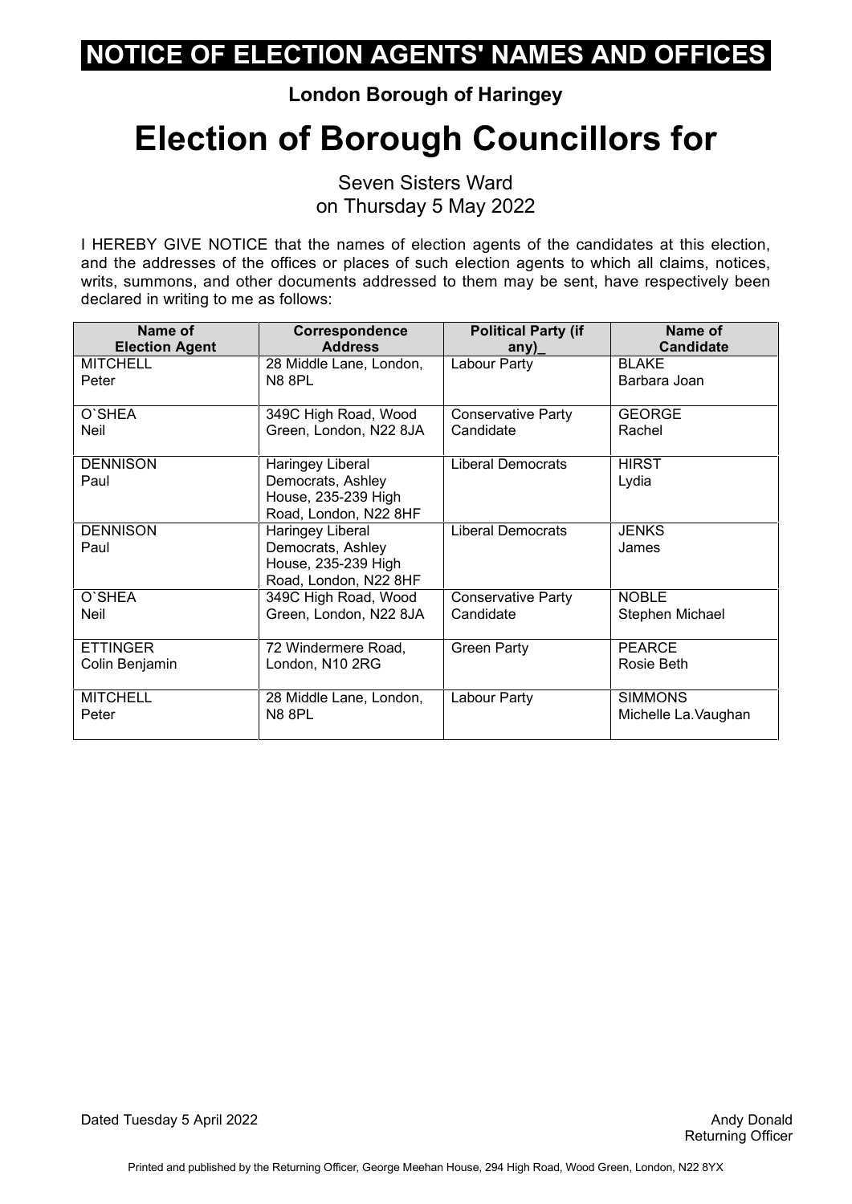# NOTICE OF ELECTION AGENTS' NAMES AND OFFICES

**London Borough of Haringey**

# Election of Borough Councillors for

Seven Sisters Ward
on Thursday 5 May 2022

I HEREBY GIVE NOTICE that the names of election agents of the candidates at this election, and the addresses of the offices or places of such election agents to which all claims, notices, writs, summons, and other documents addressed to them may be sent, have respectively been declared in writing to me as follows:

| Name of Election Agent | Correspondence Address | Political Party (if any)_ | Name of Candidate |
|---|---|---|---|
| MITCHELL Peter | 28 Middle Lane, London, N8 8PL | Labour Party | BLAKE Barbara Joan |
| O`SHEA Neil | 349C High Road, Wood Green, London, N22 8JA | Conservative Party Candidate | GEORGE Rachel |
| DENNISON Paul | Haringey Liberal Democrats, Ashley House, 235-239 High Road, London, N22 8HF | Liberal Democrats | HIRST Lydia |
| DENNISON Paul | Haringey Liberal Democrats, Ashley House, 235-239 High Road, London, N22 8HF | Liberal Democrats | JENKS James |
| O`SHEA Neil | 349C High Road, Wood Green, London, N22 8JA | Conservative Party Candidate | NOBLE Stephen Michael |
| ETTINGER Colin Benjamin | 72 Windermere Road, London, N10 2RG | Green Party | PEARCE Rosie Beth |
| MITCHELL Peter | 28 Middle Lane, London, N8 8PL | Labour Party | SIMMONS Michelle La.Vaughan |

Dated Tuesday 5 April 2022

Andy Donald
Returning Officer

Printed and published by the Returning Officer, George Meehan House, 294 High Road, Wood Green, London, N22 8YX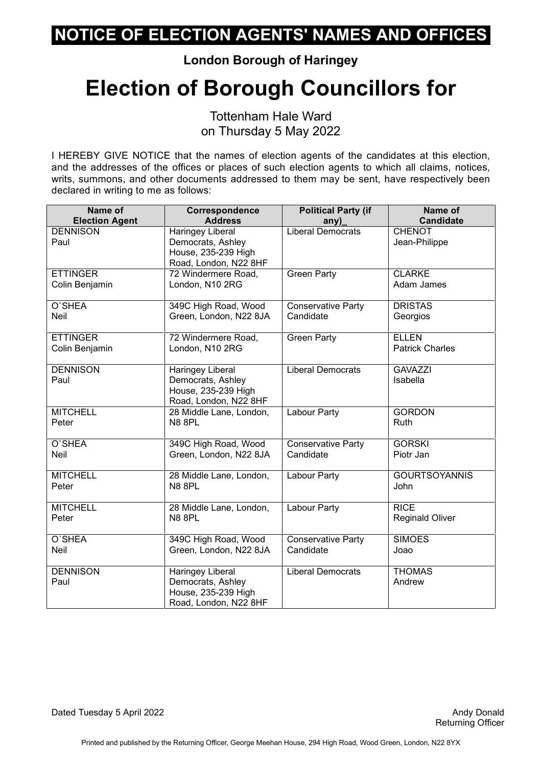# NOTICE OF ELECTION AGENTS' NAMES AND OFFICES

**London Borough of Haringey**

# Election of Borough Councillors for

Tottenham Hale Ward
on Thursday 5 May 2022

I HEREBY GIVE NOTICE that the names of election agents of the candidates at this election, and the addresses of the offices or places of such election agents to which all claims, notices, writs, summons, and other documents addressed to them may be sent, have respectively been declared in writing to me as follows:

| Name of Election Agent | Correspondence Address | Political Party (if any)_ | Name of Candidate |
|---|---|---|---|
| DENNISON Paul | Haringey Liberal Democrats, Ashley House, 235-239 High Road, London, N22 8HF | Liberal Democrats | CHENOT Jean-Philippe |
| ETTINGER Colin Benjamin | 72 Windermere Road, London, N10 2RG | Green Party | CLARKE Adam James |
| O`SHEA Neil | 349C High Road, Wood Green, London, N22 8JA | Conservative Party Candidate | DRISTAS Georgios |
| ETTINGER Colin Benjamin | 72 Windermere Road, London, N10 2RG | Green Party | ELLEN Patrick Charles |
| DENNISON Paul | Haringey Liberal Democrats, Ashley House, 235-239 High Road, London, N22 8HF | Liberal Democrats | GAVAZZI Isabella |
| MITCHELL Peter | 28 Middle Lane, London, N8 8PL | Labour Party | GORDON Ruth |
| O`SHEA Neil | 349C High Road, Wood Green, London, N22 8JA | Conservative Party Candidate | GORSKI Piotr Jan |
| MITCHELL Peter | 28 Middle Lane, London, N8 8PL | Labour Party | GOURTSOYANNIS John |
| MITCHELL Peter | 28 Middle Lane, London, N8 8PL | Labour Party | RICE Reginald Oliver |
| O`SHEA Neil | 349C High Road, Wood Green, London, N22 8JA | Conservative Party Candidate | SIMOES Joao |
| DENNISON Paul | Haringey Liberal Democrats, Ashley House, 235-239 High Road, London, N22 8HF | Liberal Democrats | THOMAS Andrew |

Dated Tuesday 5 April 2022

Andy Donald
Returning Officer

Printed and published by the Returning Officer, George Meehan House, 294 High Road, Wood Green, London, N22 8YX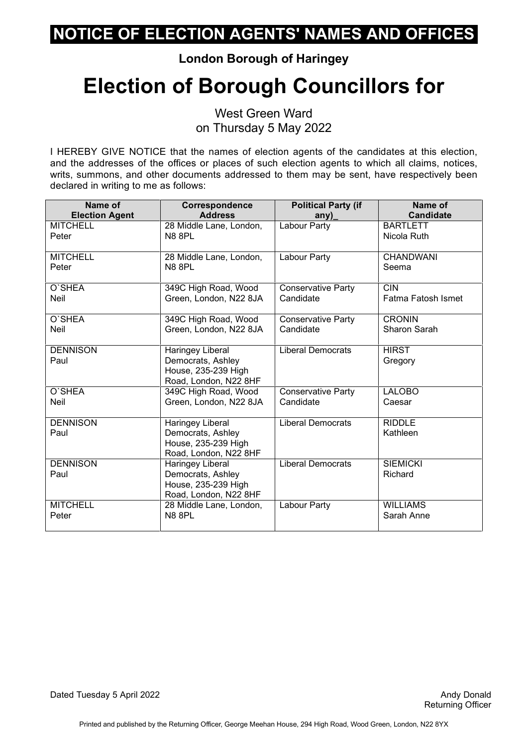# NOTICE OF ELECTION AGENTS' NAMES AND OFFICES

**London Borough of Haringey**

# Election of Borough Councillors for

West Green Ward
on Thursday 5 May 2022

I HEREBY GIVE NOTICE that the names of election agents of the candidates at this election, and the addresses of the offices or places of such election agents to which all claims, notices, writs, summons, and other documents addressed to them may be sent, have respectively been declared in writing to me as follows:

| Name of Election Agent | Correspondence Address | Political Party (if any)_ | Name of Candidate |
|---|---|---|---|
| MITCHELL Peter | 28 Middle Lane, London, N8 8PL | Labour Party | BARTLETT Nicola Ruth |
| MITCHELL Peter | 28 Middle Lane, London, N8 8PL | Labour Party | CHANDWANI Seema |
| O`SHEA Neil | 349C High Road, Wood Green, London, N22 8JA | Conservative Party Candidate | CIN Fatma Fatosh Ismet |
| O`SHEA Neil | 349C High Road, Wood Green, London, N22 8JA | Conservative Party Candidate | CRONIN Sharon Sarah |
| DENNISON Paul | Haringey Liberal Democrats, Ashley House, 235-239 High Road, London, N22 8HF | Liberal Democrats | HIRST Gregory |
| O`SHEA Neil | 349C High Road, Wood Green, London, N22 8JA | Conservative Party Candidate | LALOBO Caesar |
| DENNISON Paul | Haringey Liberal Democrats, Ashley House, 235-239 High Road, London, N22 8HF | Liberal Democrats | RIDDLE Kathleen |
| DENNISON Paul | Haringey Liberal Democrats, Ashley House, 235-239 High Road, London, N22 8HF | Liberal Democrats | SIEMICKI Richard |
| MITCHELL Peter | 28 Middle Lane, London, N8 8PL | Labour Party | WILLIAMS Sarah Anne |

Dated Tuesday 5 April 2022

Andy Donald
Returning Officer

Printed and published by the Returning Officer, George Meehan House, 294 High Road, Wood Green, London, N22 8YX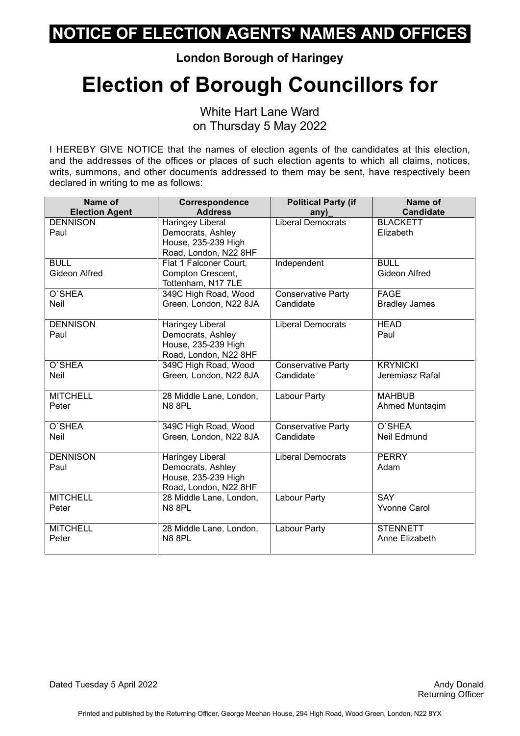# NOTICE OF ELECTION AGENTS' NAMES AND OFFICES

**London Borough of Haringey**

# Election of Borough Councillors for

White Hart Lane Ward
on Thursday 5 May 2022

I HEREBY GIVE NOTICE that the names of election agents of the candidates at this election, and the addresses of the offices or places of such election agents to which all claims, notices, writs, summons, and other documents addressed to them may be sent, have respectively been declared in writing to me as follows:

| Name of Election Agent | Correspondence Address | Political Party (if any)_ | Name of Candidate |
|---|---|---|---|
| DENNISON Paul | Haringey Liberal Democrats, Ashley House, 235-239 High Road, London, N22 8HF | Liberal Democrats | BLACKETT Elizabeth |
| BULL Gideon Alfred | Flat 1 Falconer Court, Compton Crescent, Tottenham, N17 7LE | Independent | BULL Gideon Alfred |
| O`SHEA Neil | 349C High Road, Wood Green, London, N22 8JA | Conservative Party Candidate | FAGE Bradley James |
| DENNISON Paul | Haringey Liberal Democrats, Ashley House, 235-239 High Road, London, N22 8HF | Liberal Democrats | HEAD Paul |
| O`SHEA Neil | 349C High Road, Wood Green, London, N22 8JA | Conservative Party Candidate | KRYNICKI Jeremiasz Rafal |
| MITCHELL Peter | 28 Middle Lane, London, N8 8PL | Labour Party | MAHBUB Ahmed Muntaqim |
| O`SHEA Neil | 349C High Road, Wood Green, London, N22 8JA | Conservative Party Candidate | O`SHEA Neil Edmund |
| DENNISON Paul | Haringey Liberal Democrats, Ashley House, 235-239 High Road, London, N22 8HF | Liberal Democrats | PERRY Adam |
| MITCHELL Peter | 28 Middle Lane, London, N8 8PL | Labour Party | SAY Yvonne Carol |
| MITCHELL Peter | 28 Middle Lane, London, N8 8PL | Labour Party | STENNETT Anne Elizabeth |

Dated Tuesday 5 April 2022

Andy Donald
Returning Officer

Printed and published by the Returning Officer, George Meehan House, 294 High Road, Wood Green, London, N22 8YX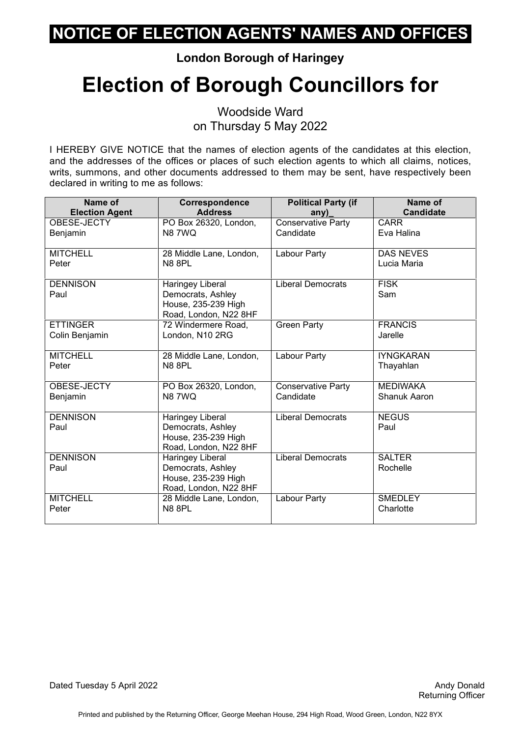# NOTICE OF ELECTION AGENTS' NAMES AND OFFICES

**London Borough of Haringey**

# Election of Borough Councillors for

Woodside Ward
on Thursday 5 May 2022

I HEREBY GIVE NOTICE that the names of election agents of the candidates at this election, and the addresses of the offices or places of such election agents to which all claims, notices, writs, summons, and other documents addressed to them may be sent, have respectively been declared in writing to me as follows:

| Name of Election Agent | Correspondence Address | Political Party (if any)_ | Name of Candidate |
|---|---|---|---|
| OBESE-JECTY Benjamin | PO Box 26320, London, N8 7WQ | Conservative Party Candidate | CARR Eva Halina |
| MITCHELL Peter | 28 Middle Lane, London, N8 8PL | Labour Party | DAS NEVES Lucia Maria |
| DENNISON Paul | Haringey Liberal Democrats, Ashley House, 235-239 High Road, London, N22 8HF | Liberal Democrats | FISK Sam |
| ETTINGER Colin Benjamin | 72 Windermere Road, London, N10 2RG | Green Party | FRANCIS Jarelle |
| MITCHELL Peter | 28 Middle Lane, London, N8 8PL | Labour Party | IYNGKARAN Thayahlan |
| OBESE-JECTY Benjamin | PO Box 26320, London, N8 7WQ | Conservative Party Candidate | MEDIWAKA Shanuk Aaron |
| DENNISON Paul | Haringey Liberal Democrats, Ashley House, 235-239 High Road, London, N22 8HF | Liberal Democrats | NEGUS Paul |
| DENNISON Paul | Haringey Liberal Democrats, Ashley House, 235-239 High Road, London, N22 8HF | Liberal Democrats | SALTER Rochelle |
| MITCHELL Peter | 28 Middle Lane, London, N8 8PL | Labour Party | SMEDLEY Charlotte |

Dated Tuesday 5 April 2022

Andy Donald
Returning Officer

Printed and published by the Returning Officer, George Meehan House, 294 High Road, Wood Green, London, N22 8YX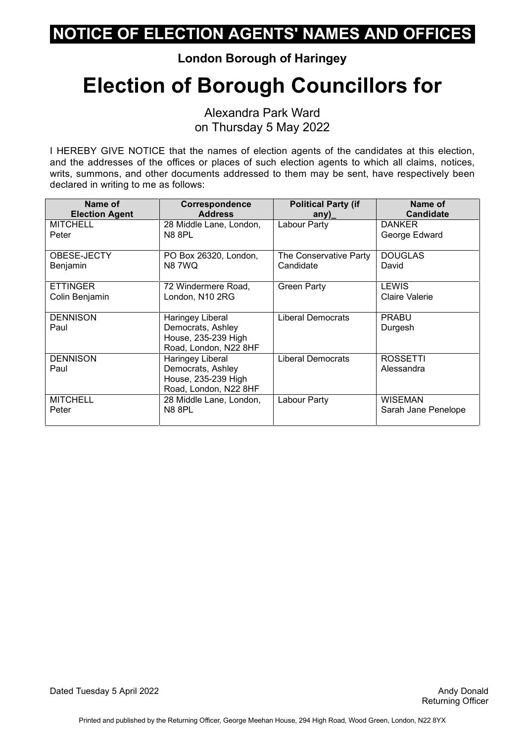# NOTICE OF ELECTION AGENTS' NAMES AND OFFICES

**London Borough of Haringey**

# Election of Borough Councillors for

Alexandra Park Ward
on Thursday 5 May 2022

I HEREBY GIVE NOTICE that the names of election agents of the candidates at this election, and the addresses of the offices or places of such election agents to which all claims, notices, writs, summons, and other documents addressed to them may be sent, have respectively been declared in writing to me as follows:

| Name of Election Agent | Correspondence Address | Political Party (if any)_ | Name of Candidate |
|---|---|---|---|
| MITCHELL Peter | 28 Middle Lane, London, N8 8PL | Labour Party | DANKER George Edward |
| OBESE-JECTY Benjamin | PO Box 26320, London, N8 7WQ | The Conservative Party Candidate | DOUGLAS David |
| ETTINGER Colin Benjamin | 72 Windermere Road, London, N10 2RG | Green Party | LEWIS Claire Valerie |
| DENNISON Paul | Haringey Liberal Democrats, Ashley House, 235-239 High Road, London, N22 8HF | Liberal Democrats | PRABU Durgesh |
| DENNISON Paul | Haringey Liberal Democrats, Ashley House, 235-239 High Road, London, N22 8HF | Liberal Democrats | ROSSETTI Alessandra |
| MITCHELL Peter | 28 Middle Lane, London, N8 8PL | Labour Party | WISEMAN Sarah Jane Penelope |

Dated Tuesday 5 April 2022

Andy Donald
Returning Officer

Printed and published by the Returning Officer, George Meehan House, 294 High Road, Wood Green, London, N22 8YX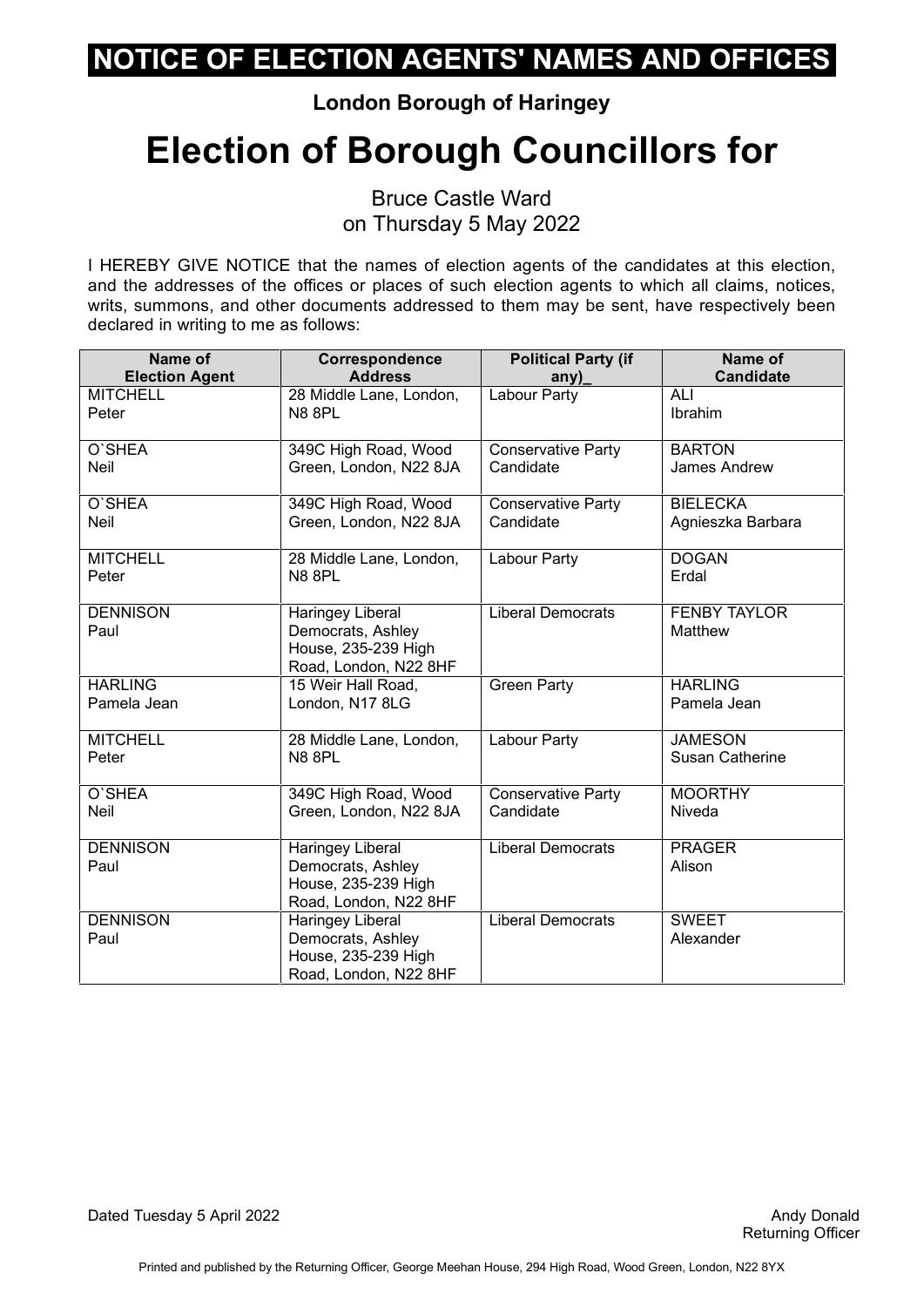# NOTICE OF ELECTION AGENTS' NAMES AND OFFICES

**London Borough of Haringey**

# Election of Borough Councillors for

Bruce Castle Ward
on Thursday 5 May 2022

I HEREBY GIVE NOTICE that the names of election agents of the candidates at this election, and the addresses of the offices or places of such election agents to which all claims, notices, writs, summons, and other documents addressed to them may be sent, have respectively been declared in writing to me as follows:

| Name of Election Agent | Correspondence Address | Political Party (if any)_ | Name of Candidate |
|---|---|---|---|
| MITCHELL Peter | 28 Middle Lane, London, N8 8PL | Labour Party | ALI Ibrahim |
| O`SHEA Neil | 349C High Road, Wood Green, London, N22 8JA | Conservative Party Candidate | BARTON James Andrew |
| O`SHEA Neil | 349C High Road, Wood Green, London, N22 8JA | Conservative Party Candidate | BIELECKA Agnieszka Barbara |
| MITCHELL Peter | 28 Middle Lane, London, N8 8PL | Labour Party | DOGAN Erdal |
| DENNISON Paul | Haringey Liberal Democrats, Ashley House, 235-239 High Road, London, N22 8HF | Liberal Democrats | FENBY TAYLOR Matthew |
| HARLING Pamela Jean | 15 Weir Hall Road, London, N17 8LG | Green Party | HARLING Pamela Jean |
| MITCHELL Peter | 28 Middle Lane, London, N8 8PL | Labour Party | JAMESON Susan Catherine |
| O`SHEA Neil | 349C High Road, Wood Green, London, N22 8JA | Conservative Party Candidate | MOORTHY Niveda |
| DENNISON Paul | Haringey Liberal Democrats, Ashley House, 235-239 High Road, London, N22 8HF | Liberal Democrats | PRAGER Alison |
| DENNISON Paul | Haringey Liberal Democrats, Ashley House, 235-239 High Road, London, N22 8HF | Liberal Democrats | SWEET Alexander |

Dated Tuesday 5 April 2022

Andy Donald
Returning Officer

Printed and published by the Returning Officer, George Meehan House, 294 High Road, Wood Green, London, N22 8YX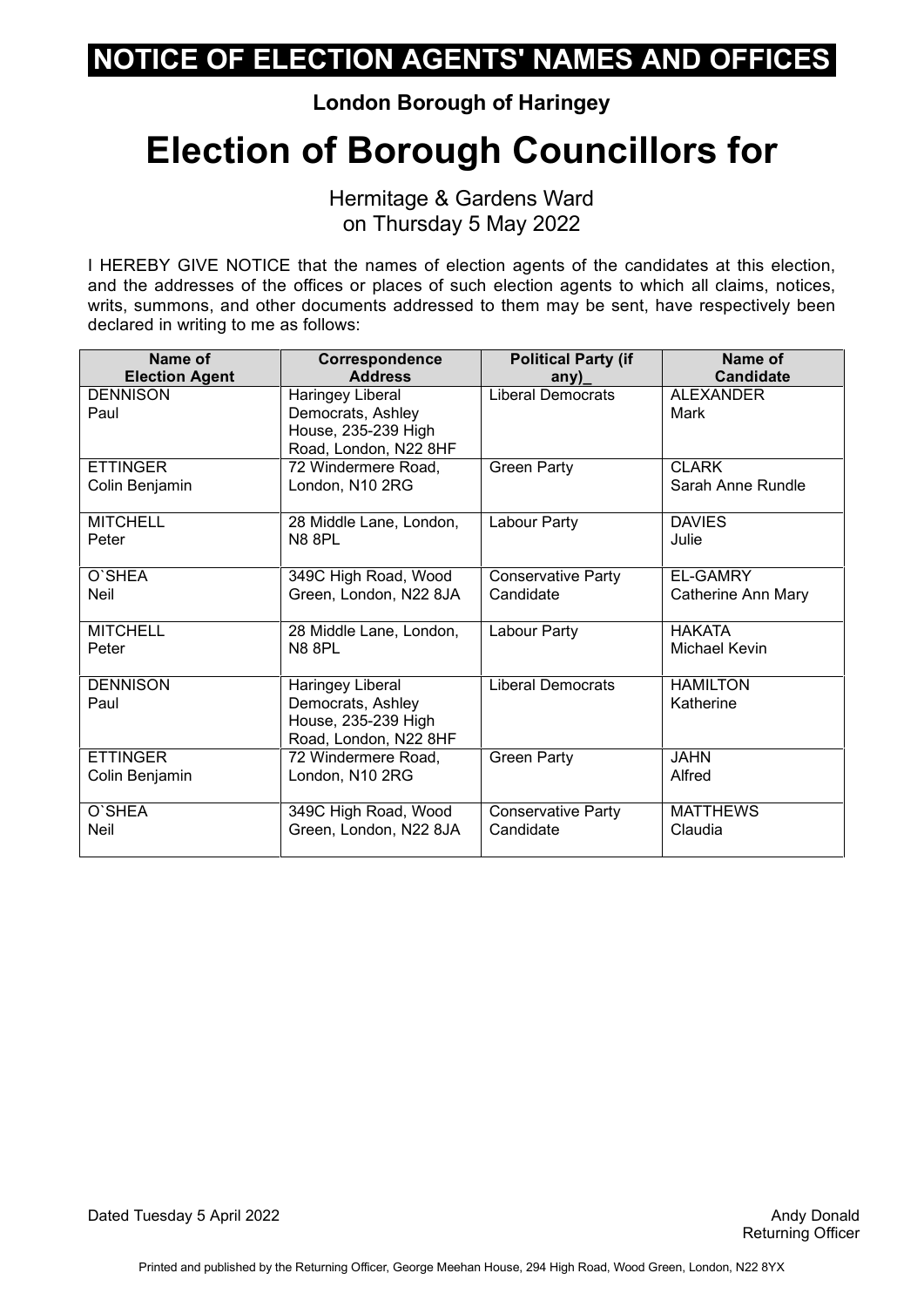# NOTICE OF ELECTION AGENTS' NAMES AND OFFICES

**London Borough of Haringey**

# Election of Borough Councillors for

Hermitage & Gardens Ward
on Thursday 5 May 2022

I HEREBY GIVE NOTICE that the names of election agents of the candidates at this election, and the addresses of the offices or places of such election agents to which all claims, notices, writs, summons, and other documents addressed to them may be sent, have respectively been declared in writing to me as follows:

| Name of Election Agent | Correspondence Address | Political Party (if any)_ | Name of Candidate |
|---|---|---|---|
| DENNISON Paul | Haringey Liberal Democrats, Ashley House, 235-239 High Road, London, N22 8HF | Liberal Democrats | ALEXANDER Mark |
| ETTINGER Colin Benjamin | 72 Windermere Road, London, N10 2RG | Green Party | CLARK Sarah Anne Rundle |
| MITCHELL Peter | 28 Middle Lane, London, N8 8PL | Labour Party | DAVIES Julie |
| O`SHEA Neil | 349C High Road, Wood Green, London, N22 8JA | Conservative Party Candidate | EL-GAMRY Catherine Ann Mary |
| MITCHELL Peter | 28 Middle Lane, London, N8 8PL | Labour Party | HAKATA Michael Kevin |
| DENNISON Paul | Haringey Liberal Democrats, Ashley House, 235-239 High Road, London, N22 8HF | Liberal Democrats | HAMILTON Katherine |
| ETTINGER Colin Benjamin | 72 Windermere Road, London, N10 2RG | Green Party | JAHN Alfred |
| O`SHEA Neil | 349C High Road, Wood Green, London, N22 8JA | Conservative Party Candidate | MATTHEWS Claudia |

Dated Tuesday 5 April 2022

Andy Donald
Returning Officer

Printed and published by the Returning Officer, George Meehan House, 294 High Road, Wood Green, London, N22 8YX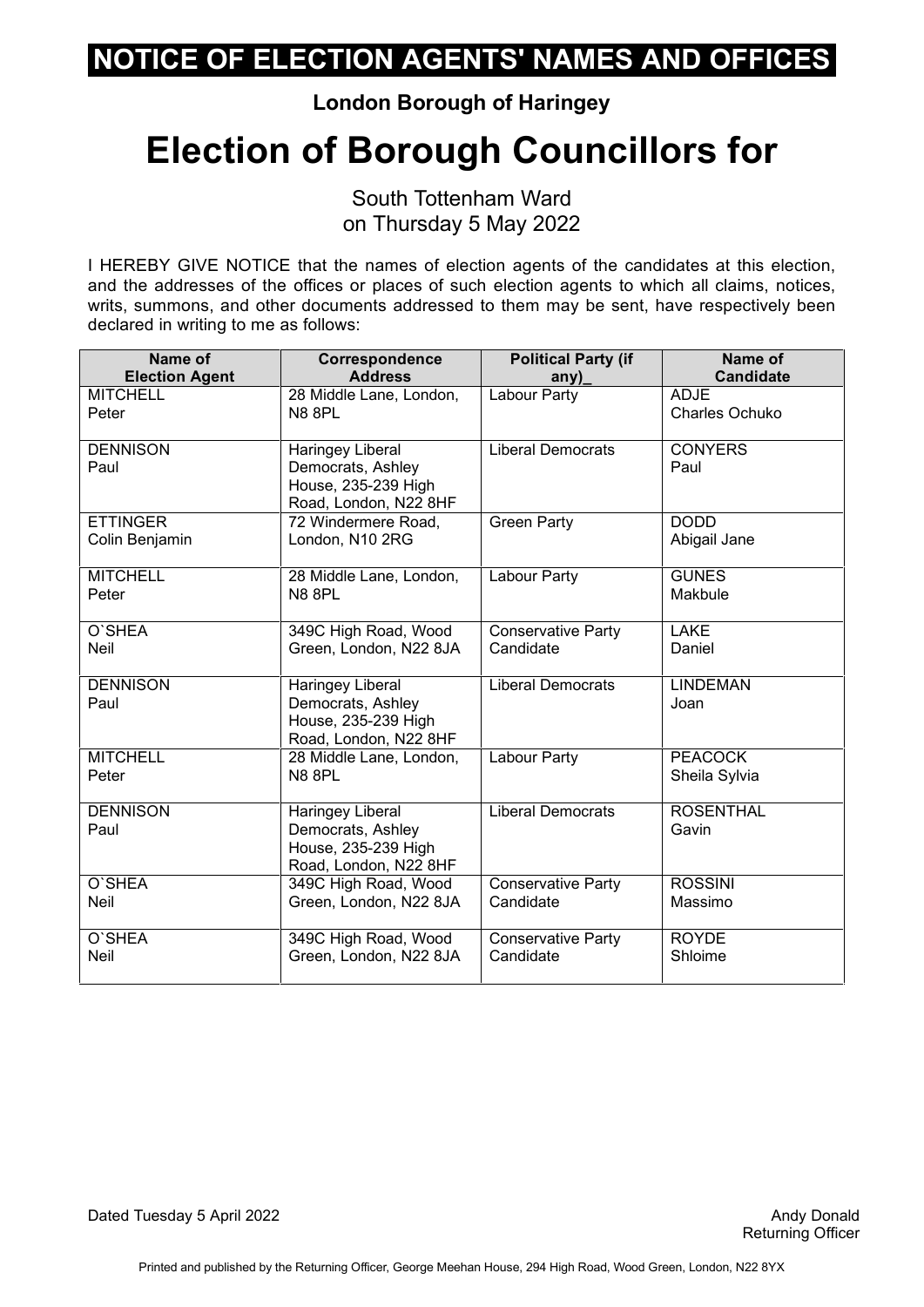# NOTICE OF ELECTION AGENTS' NAMES AND OFFICES

**London Borough of Haringey**

# Election of Borough Councillors for

South Tottenham Ward
on Thursday 5 May 2022

I HEREBY GIVE NOTICE that the names of election agents of the candidates at this election, and the addresses of the offices or places of such election agents to which all claims, notices, writs, summons, and other documents addressed to them may be sent, have respectively been declared in writing to me as follows:

| Name of Election Agent | Correspondence Address | Political Party (if any)_ | Name of Candidate |
|---|---|---|---|
| MITCHELL Peter | 28 Middle Lane, London, N8 8PL | Labour Party | ADJE Charles Ochuko |
| DENNISON Paul | Haringey Liberal Democrats, Ashley House, 235-239 High Road, London, N22 8HF | Liberal Democrats | CONYERS Paul |
| ETTINGER Colin Benjamin | 72 Windermere Road, London, N10 2RG | Green Party | DODD Abigail Jane |
| MITCHELL Peter | 28 Middle Lane, London, N8 8PL | Labour Party | GUNES Makbule |
| O`SHEA Neil | 349C High Road, Wood Green, London, N22 8JA | Conservative Party Candidate | LAKE Daniel |
| DENNISON Paul | Haringey Liberal Democrats, Ashley House, 235-239 High Road, London, N22 8HF | Liberal Democrats | LINDEMAN Joan |
| MITCHELL Peter | 28 Middle Lane, London, N8 8PL | Labour Party | PEACOCK Sheila Sylvia |
| DENNISON Paul | Haringey Liberal Democrats, Ashley House, 235-239 High Road, London, N22 8HF | Liberal Democrats | ROSENTHAL Gavin |
| O`SHEA Neil | 349C High Road, Wood Green, London, N22 8JA | Conservative Party Candidate | ROSSINI Massimo |
| O`SHEA Neil | 349C High Road, Wood Green, London, N22 8JA | Conservative Party Candidate | ROYDE Shloime |

Dated Tuesday 5 April 2022

Andy Donald
Returning Officer

Printed and published by the Returning Officer, George Meehan House, 294 High Road, Wood Green, London, N22 8YX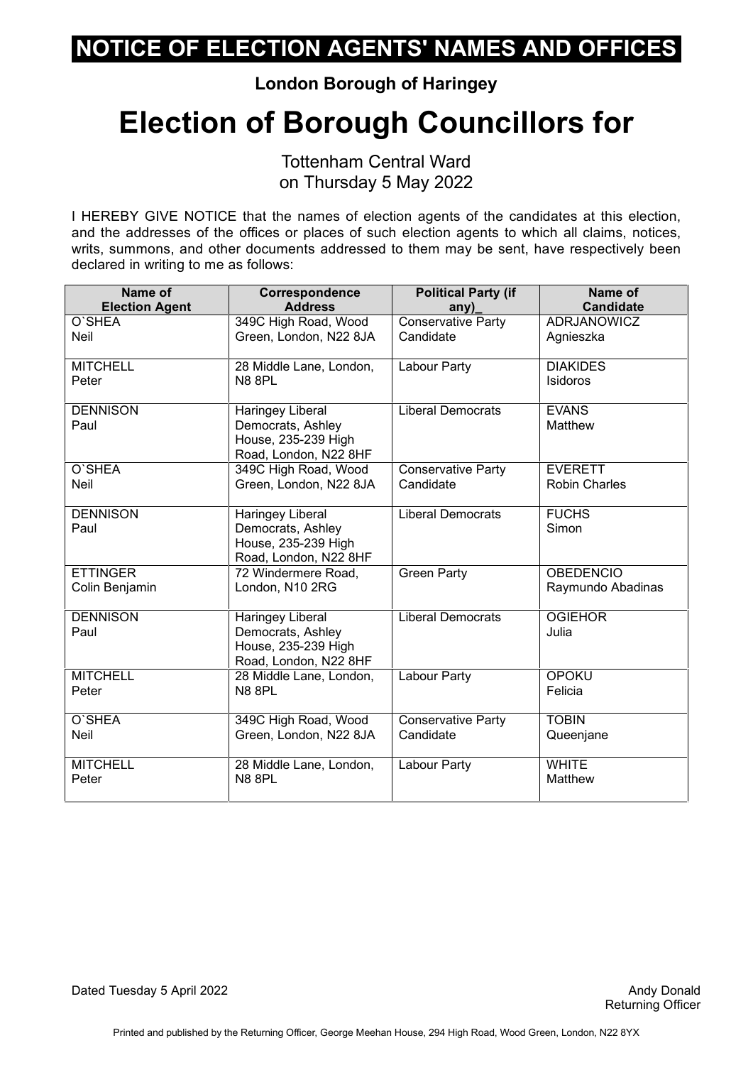# NOTICE OF ELECTION AGENTS' NAMES AND OFFICES

**London Borough of Haringey**

# Election of Borough Councillors for

Tottenham Central Ward
on Thursday 5 May 2022

I HEREBY GIVE NOTICE that the names of election agents of the candidates at this election, and the addresses of the offices or places of such election agents to which all claims, notices, writs, summons, and other documents addressed to them may be sent, have respectively been declared in writing to me as follows:

| Name of Election Agent | Correspondence Address | Political Party (if any)_ | Name of Candidate |
|---|---|---|---|
| O`SHEA Neil | 349C High Road, Wood Green, London, N22 8JA | Conservative Party Candidate | ADRJANOWICZ Agnieszka |
| MITCHELL Peter | 28 Middle Lane, London, N8 8PL | Labour Party | DIAKIDES Isidoros |
| DENNISON Paul | Haringey Liberal Democrats, Ashley House, 235-239 High Road, London, N22 8HF | Liberal Democrats | EVANS Matthew |
| O`SHEA Neil | 349C High Road, Wood Green, London, N22 8JA | Conservative Party Candidate | EVERETT Robin Charles |
| DENNISON Paul | Haringey Liberal Democrats, Ashley House, 235-239 High Road, London, N22 8HF | Liberal Democrats | FUCHS Simon |
| ETTINGER Colin Benjamin | 72 Windermere Road, London, N10 2RG | Green Party | OBEDENCIO Raymundo Abadinas |
| DENNISON Paul | Haringey Liberal Democrats, Ashley House, 235-239 High Road, London, N22 8HF | Liberal Democrats | OGIEHOR Julia |
| MITCHELL Peter | 28 Middle Lane, London, N8 8PL | Labour Party | OPOKU Felicia |
| O`SHEA Neil | 349C High Road, Wood Green, London, N22 8JA | Conservative Party Candidate | TOBIN Queenjane |
| MITCHELL Peter | 28 Middle Lane, London, N8 8PL | Labour Party | WHITE Matthew |

Dated Tuesday 5 April 2022

Andy Donald
Returning Officer

Printed and published by the Returning Officer, George Meehan House, 294 High Road, Wood Green, London, N22 8YX